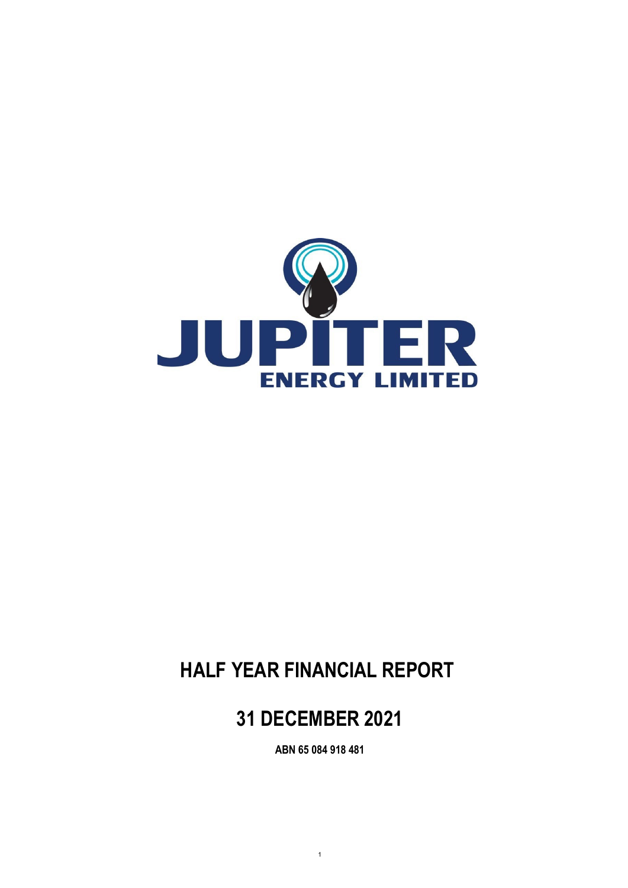# JUPITER ENERGY LIMITED

# HALF YEAR FINANCIAL REPORT

## 31 DECEMBER 2021

**ABN 65 084 918 481**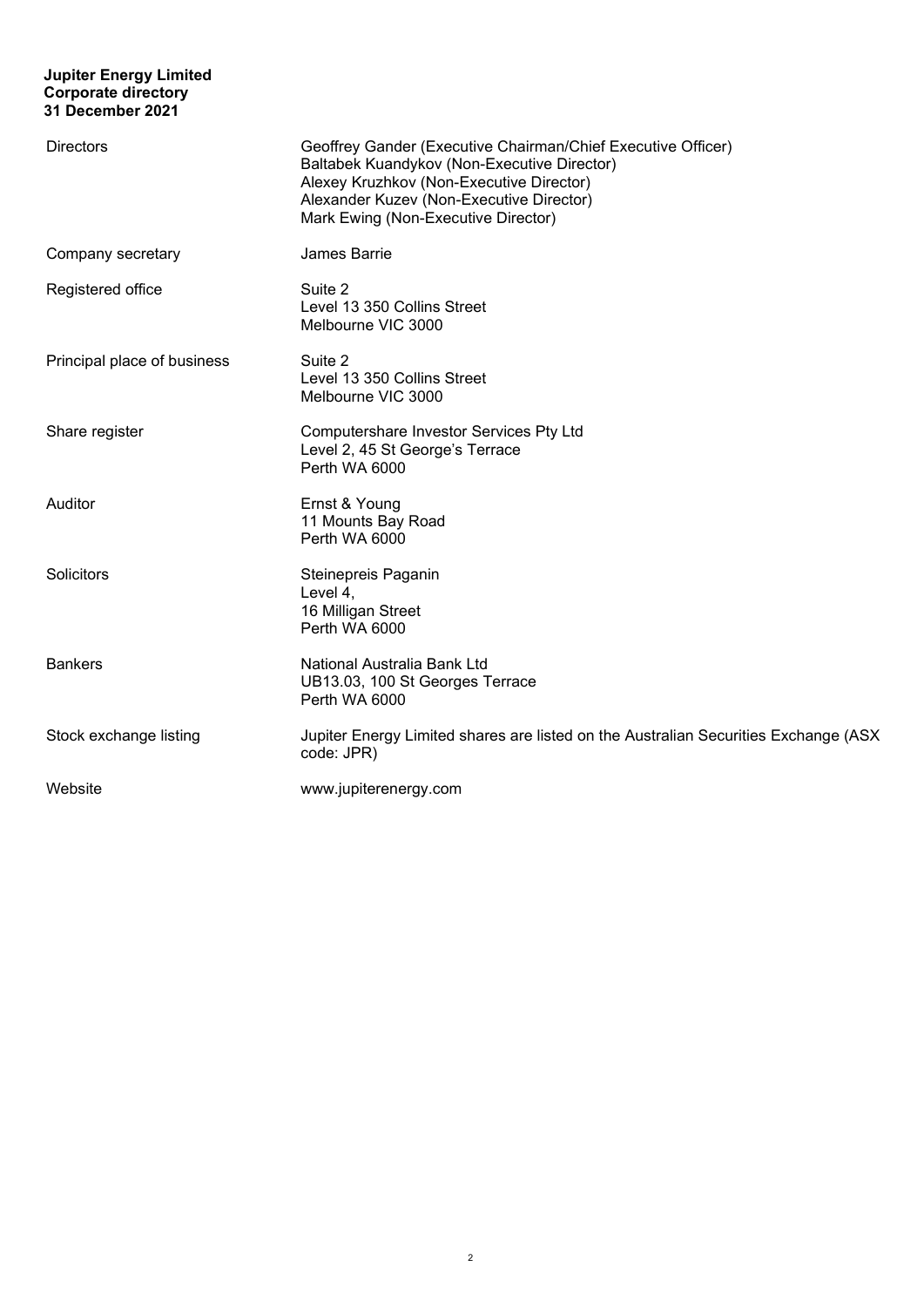**Jupiter Energy Limited**
**Corporate directory**
**31 December 2021**

| | |
|---|---|
| Directors | Geoffrey Gander (Executive Chairman/Chief Executive Officer)<br>Baltabek Kuandykov (Non-Executive Director)<br>Alexey Kruzhkov (Non-Executive Director)<br>Alexander Kuzev (Non-Executive Director)<br>Mark Ewing (Non-Executive Director) |
| Company secretary | James Barrie |
| Registered office | Suite 2<br>Level 13 350 Collins Street<br>Melbourne VIC 3000 |
| Principal place of business | Suite 2<br>Level 13 350 Collins Street<br>Melbourne VIC 3000 |
| Share register | Computershare Investor Services Pty Ltd<br>Level 2, 45 St George's Terrace<br>Perth WA 6000 |
| Auditor | Ernst & Young<br>11 Mounts Bay Road<br>Perth WA 6000 |
| Solicitors | Steinepreis Paganin<br>Level 4,<br>16 Milligan Street<br>Perth WA 6000 |
| Bankers | National Australia Bank Ltd<br>UB13.03, 100 St Georges Terrace<br>Perth WA 6000 |
| Stock exchange listing | Jupiter Energy Limited shares are listed on the Australian Securities Exchange (ASX code: JPR) |
| Website | www.jupiterenergy.com |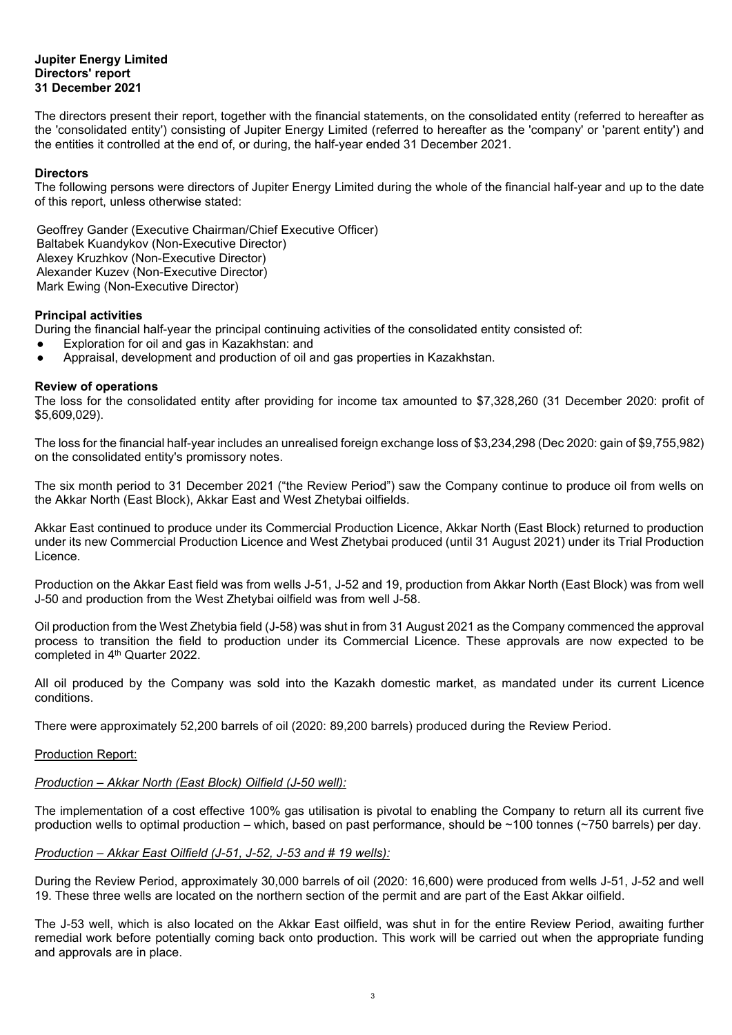**Jupiter Energy Limited**
**Directors' report**
**31 December 2021**

The directors present their report, together with the financial statements, on the consolidated entity (referred to hereafter as the 'consolidated entity') consisting of Jupiter Energy Limited (referred to hereafter as the 'company' or 'parent entity') and the entities it controlled at the end of, or during, the half-year ended 31 December 2021.

**Directors**
The following persons were directors of Jupiter Energy Limited during the whole of the financial half-year and up to the date of this report, unless otherwise stated:

Geoffrey Gander (Executive Chairman/Chief Executive Officer)
Baltabek Kuandykov (Non-Executive Director)
Alexey Kruzhkov (Non-Executive Director)
Alexander Kuzev (Non-Executive Director)
Mark Ewing (Non-Executive Director)

**Principal activities**
During the financial half-year the principal continuing activities of the consolidated entity consisted of:
- Exploration for oil and gas in Kazakhstan: and
- Appraisal, development and production of oil and gas properties in Kazakhstan.

**Review of operations**
The loss for the consolidated entity after providing for income tax amounted to $7,328,260 (31 December 2020: profit of $5,609,029).

The loss for the financial half-year includes an unrealised foreign exchange loss of $3,234,298 (Dec 2020: gain of $9,755,982) on the consolidated entity's promissory notes.

The six month period to 31 December 2021 ("the Review Period") saw the Company continue to produce oil from wells on the Akkar North (East Block), Akkar East and West Zhetybai oilfields.

Akkar East continued to produce under its Commercial Production Licence, Akkar North (East Block) returned to production under its new Commercial Production Licence and West Zhetybai produced (until 31 August 2021) under its Trial Production Licence.

Production on the Akkar East field was from wells J-51, J-52 and 19, production from Akkar North (East Block) was from well J-50 and production from the West Zhetybai oilfield was from well J-58.

Oil production from the West Zhetybia field (J-58) was shut in from 31 August 2021 as the Company commenced the approval process to transition the field to production under its Commercial Licence. These approvals are now expected to be completed in 4th Quarter 2022.

All oil produced by the Company was sold into the Kazakh domestic market, as mandated under its current Licence conditions.

There were approximately 52,200 barrels of oil (2020: 89,200 barrels) produced during the Review Period.

Production Report:

*Production – Akkar North (East Block) Oilfield (J-50 well):*

The implementation of a cost effective 100% gas utilisation is pivotal to enabling the Company to return all its current five production wells to optimal production – which, based on past performance, should be ~100 tonnes (~750 barrels) per day.

*Production – Akkar East Oilfield (J-51, J-52, J-53 and # 19 wells):*

During the Review Period, approximately 30,000 barrels of oil (2020: 16,600) were produced from wells J-51, J-52 and well 19. These three wells are located on the northern section of the permit and are part of the East Akkar oilfield.

The J-53 well, which is also located on the Akkar East oilfield, was shut in for the entire Review Period, awaiting further remedial work before potentially coming back onto production. This work will be carried out when the appropriate funding and approvals are in place.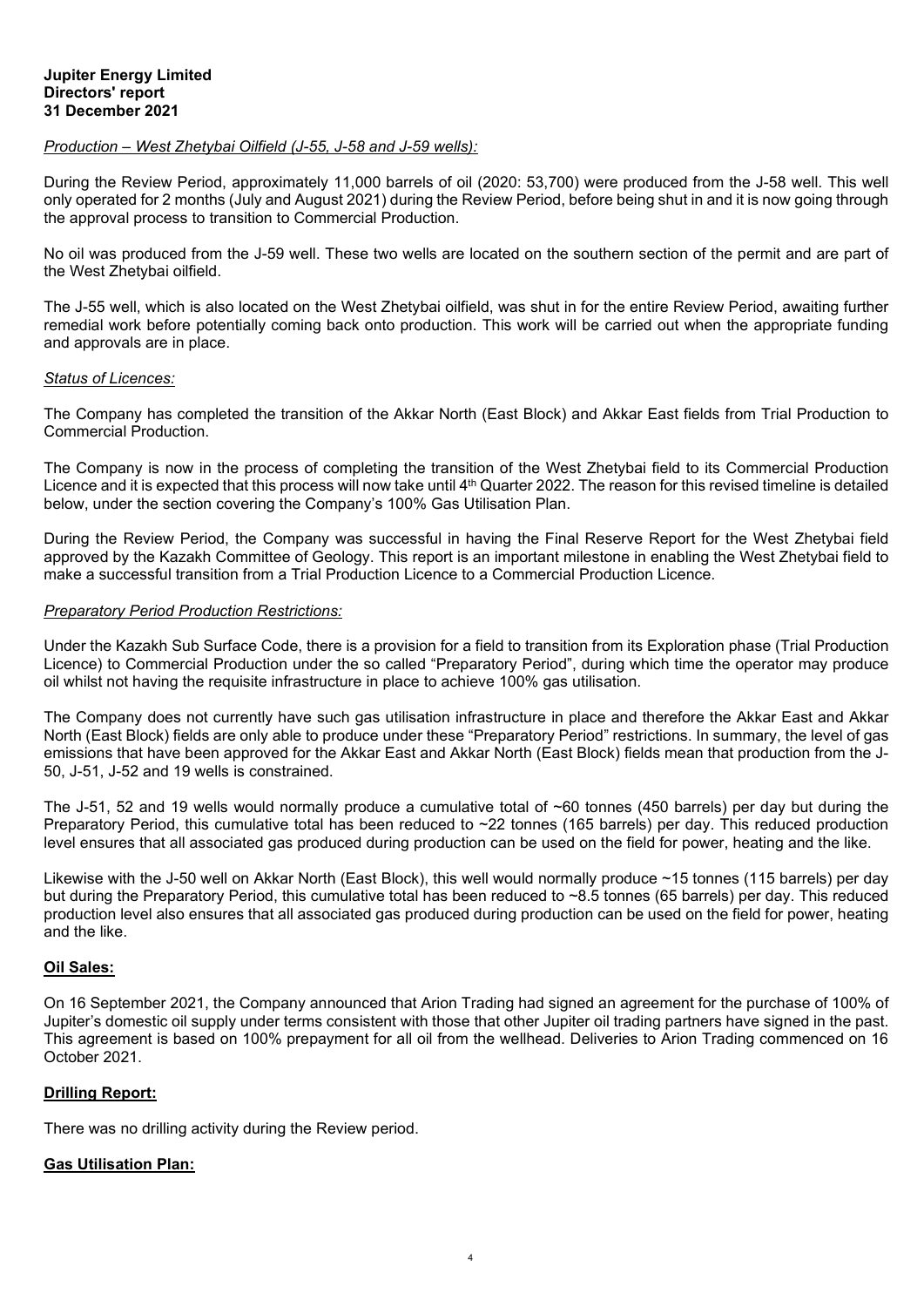**Jupiter Energy Limited**
**Directors' report**
**31 December 2021**

*Production – West Zhetybai Oilfield (J-55, J-58 and J-59 wells):*

During the Review Period, approximately 11,000 barrels of oil (2020: 53,700) were produced from the J-58 well. This well only operated for 2 months (July and August 2021) during the Review Period, before being shut in and it is now going through the approval process to transition to Commercial Production.

No oil was produced from the J-59 well. These two wells are located on the southern section of the permit and are part of the West Zhetybai oilfield.

The J-55 well, which is also located on the West Zhetybai oilfield, was shut in for the entire Review Period, awaiting further remedial work before potentially coming back onto production. This work will be carried out when the appropriate funding and approvals are in place.

*Status of Licences:*

The Company has completed the transition of the Akkar North (East Block) and Akkar East fields from Trial Production to Commercial Production.

The Company is now in the process of completing the transition of the West Zhetybai field to its Commercial Production Licence and it is expected that this process will now take until 4th Quarter 2022. The reason for this revised timeline is detailed below, under the section covering the Company's 100% Gas Utilisation Plan.

During the Review Period, the Company was successful in having the Final Reserve Report for the West Zhetybai field approved by the Kazakh Committee of Geology. This report is an important milestone in enabling the West Zhetybai field to make a successful transition from a Trial Production Licence to a Commercial Production Licence.

*Preparatory Period Production Restrictions:*

Under the Kazakh Sub Surface Code, there is a provision for a field to transition from its Exploration phase (Trial Production Licence) to Commercial Production under the so called "Preparatory Period", during which time the operator may produce oil whilst not having the requisite infrastructure in place to achieve 100% gas utilisation.

The Company does not currently have such gas utilisation infrastructure in place and therefore the Akkar East and Akkar North (East Block) fields are only able to produce under these "Preparatory Period" restrictions. In summary, the level of gas emissions that have been approved for the Akkar East and Akkar North (East Block) fields mean that production from the J-50, J-51, J-52 and 19 wells is constrained.

The J-51, 52 and 19 wells would normally produce a cumulative total of ~60 tonnes (450 barrels) per day but during the Preparatory Period, this cumulative total has been reduced to ~22 tonnes (165 barrels) per day. This reduced production level ensures that all associated gas produced during production can be used on the field for power, heating and the like.

Likewise with the J-50 well on Akkar North (East Block), this well would normally produce ~15 tonnes (115 barrels) per day but during the Preparatory Period, this cumulative total has been reduced to ~8.5 tonnes (65 barrels) per day. This reduced production level also ensures that all associated gas produced during production can be used on the field for power, heating and the like.

**Oil Sales:**

On 16 September 2021, the Company announced that Arion Trading had signed an agreement for the purchase of 100% of Jupiter's domestic oil supply under terms consistent with those that other Jupiter oil trading partners have signed in the past. This agreement is based on 100% prepayment for all oil from the wellhead. Deliveries to Arion Trading commenced on 16 October 2021.

**Drilling Report:**

There was no drilling activity during the Review period.

**Gas Utilisation Plan:**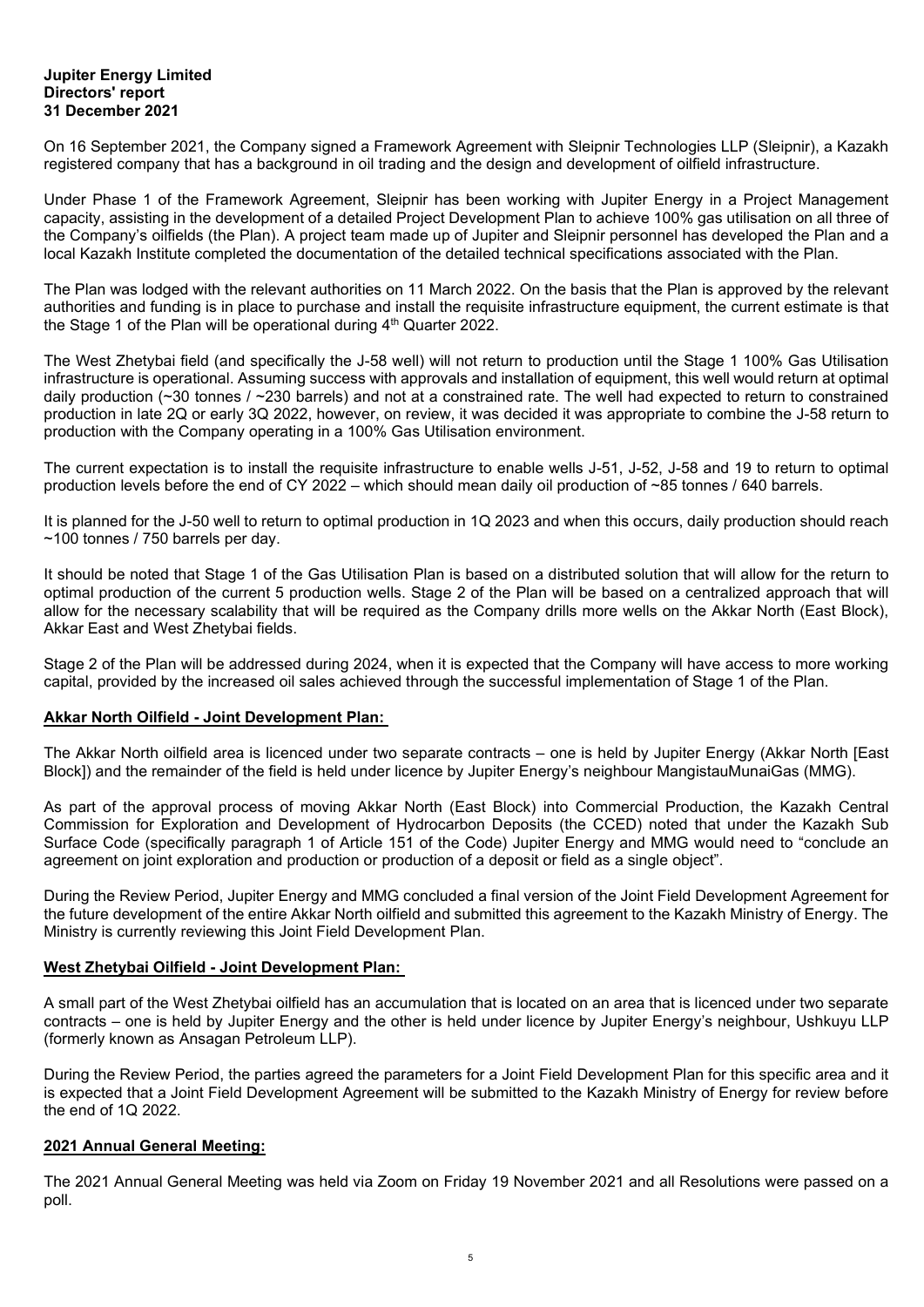On 16 September 2021, the Company signed a Framework Agreement with Sleipnir Technologies LLP (Sleipnir), a Kazakh registered company that has a background in oil trading and the design and development of oilfield infrastructure.

Under Phase 1 of the Framework Agreement, Sleipnir has been working with Jupiter Energy in a Project Management capacity, assisting in the development of a detailed Project Development Plan to achieve 100% gas utilisation on all three of the Company's oilfields (the Plan). A project team made up of Jupiter and Sleipnir personnel has developed the Plan and a local Kazakh Institute completed the documentation of the detailed technical specifications associated with the Plan.

The Plan was lodged with the relevant authorities on 11 March 2022. On the basis that the Plan is approved by the relevant authorities and funding is in place to purchase and install the requisite infrastructure equipment, the current estimate is that the Stage 1 of the Plan will be operational during 4th Quarter 2022.

The West Zhetybai field (and specifically the J-58 well) will not return to production until the Stage 1 100% Gas Utilisation infrastructure is operational. Assuming success with approvals and installation of equipment, this well would return at optimal daily production (~30 tonnes / ~230 barrels) and not at a constrained rate. The well had expected to return to constrained production in late 2Q or early 3Q 2022, however, on review, it was decided it was appropriate to combine the J-58 return to production with the Company operating in a 100% Gas Utilisation environment.

The current expectation is to install the requisite infrastructure to enable wells J-51, J-52, J-58 and 19 to return to optimal production levels before the end of CY 2022 – which should mean daily oil production of ~85 tonnes / 640 barrels.

It is planned for the J-50 well to return to optimal production in 1Q 2023 and when this occurs, daily production should reach ~100 tonnes / 750 barrels per day.

It should be noted that Stage 1 of the Gas Utilisation Plan is based on a distributed solution that will allow for the return to optimal production of the current 5 production wells. Stage 2 of the Plan will be based on a centralized approach that will allow for the necessary scalability that will be required as the Company drills more wells on the Akkar North (East Block), Akkar East and West Zhetybai fields.

Stage 2 of the Plan will be addressed during 2024, when it is expected that the Company will have access to more working capital, provided by the increased oil sales achieved through the successful implementation of Stage 1 of the Plan.

**Akkar North Oilfield - Joint Development Plan:**

The Akkar North oilfield area is licenced under two separate contracts – one is held by Jupiter Energy (Akkar North [East Block]) and the remainder of the field is held under licence by Jupiter Energy's neighbour MangistauMunaiGas (MMG).

As part of the approval process of moving Akkar North (East Block) into Commercial Production, the Kazakh Central Commission for Exploration and Development of Hydrocarbon Deposits (the CCED) noted that under the Kazakh Sub Surface Code (specifically paragraph 1 of Article 151 of the Code) Jupiter Energy and MMG would need to "conclude an agreement on joint exploration and production or production of a deposit or field as a single object".

During the Review Period, Jupiter Energy and MMG concluded a final version of the Joint Field Development Agreement for the future development of the entire Akkar North oilfield and submitted this agreement to the Kazakh Ministry of Energy. The Ministry is currently reviewing this Joint Field Development Plan.

**West Zhetybai Oilfield - Joint Development Plan:**

A small part of the West Zhetybai oilfield has an accumulation that is located on an area that is licenced under two separate contracts – one is held by Jupiter Energy and the other is held under licence by Jupiter Energy's neighbour, Ushkuyu LLP (formerly known as Ansagan Petroleum LLP).

During the Review Period, the parties agreed the parameters for a Joint Field Development Plan for this specific area and it is expected that a Joint Field Development Agreement will be submitted to the Kazakh Ministry of Energy for review before the end of 1Q 2022.

**2021 Annual General Meeting:**

The 2021 Annual General Meeting was held via Zoom on Friday 19 November 2021 and all Resolutions were passed on a poll.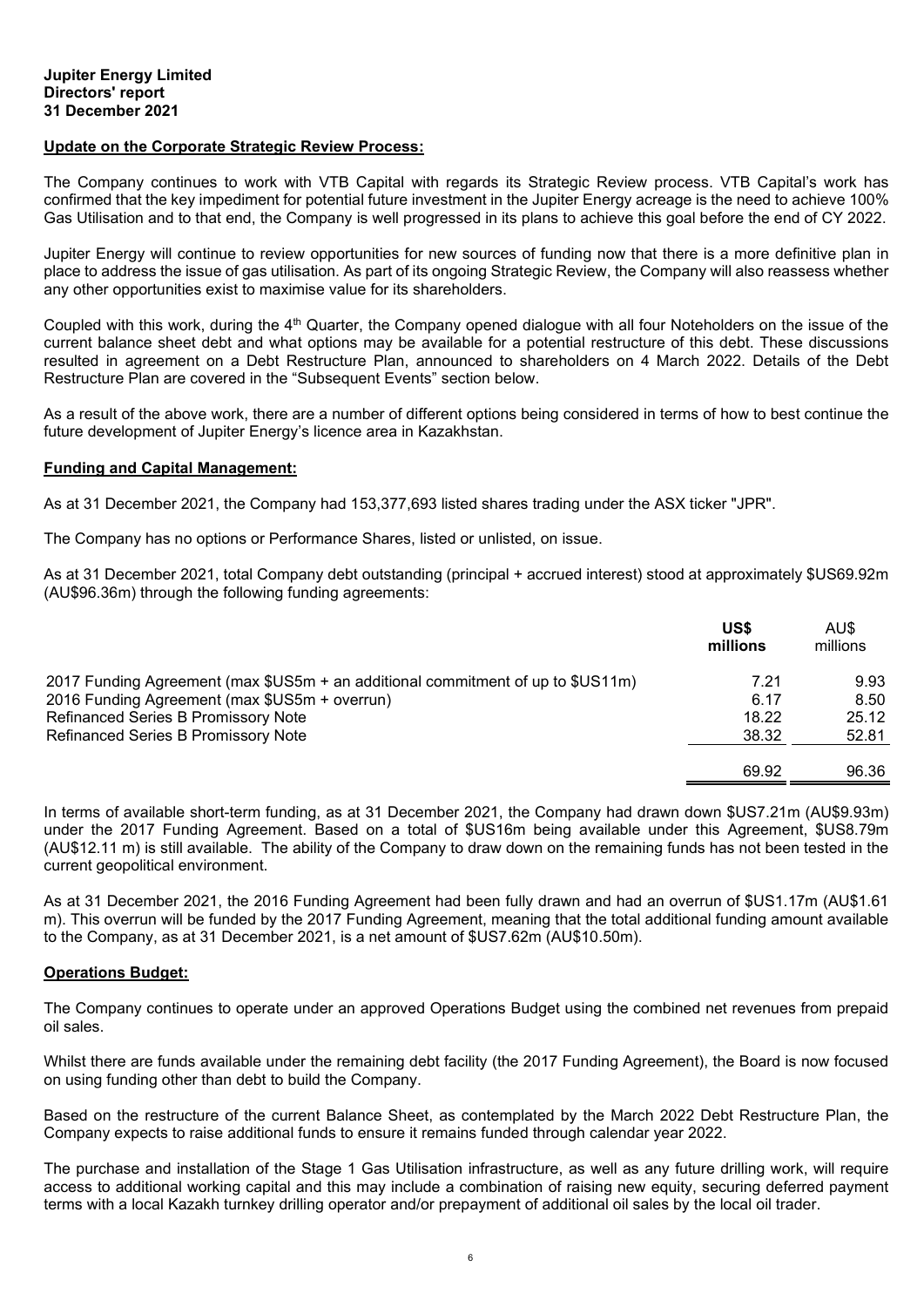**Jupiter Energy Limited**
**Directors' report**
**31 December 2021**

**Update on the Corporate Strategic Review Process:**

The Company continues to work with VTB Capital with regards its Strategic Review process. VTB Capital's work has confirmed that the key impediment for potential future investment in the Jupiter Energy acreage is the need to achieve 100% Gas Utilisation and to that end, the Company is well progressed in its plans to achieve this goal before the end of CY 2022.

Jupiter Energy will continue to review opportunities for new sources of funding now that there is a more definitive plan in place to address the issue of gas utilisation. As part of its ongoing Strategic Review, the Company will also reassess whether any other opportunities exist to maximise value for its shareholders.

Coupled with this work, during the 4th Quarter, the Company opened dialogue with all four Noteholders on the issue of the current balance sheet debt and what options may be available for a potential restructure of this debt. These discussions resulted in agreement on a Debt Restructure Plan, announced to shareholders on 4 March 2022. Details of the Debt Restructure Plan are covered in the "Subsequent Events" section below.

As a result of the above work, there are a number of different options being considered in terms of how to best continue the future development of Jupiter Energy's licence area in Kazakhstan.

**Funding and Capital Management:**

As at 31 December 2021, the Company had 153,377,693 listed shares trading under the ASX ticker "JPR".

The Company has no options or Performance Shares, listed or unlisted, on issue.

As at 31 December 2021, total Company debt outstanding (principal + accrued interest) stood at approximately $US69.92m (AU$96.36m) through the following funding agreements:

| | **US$ millions** | AU$ millions |
|---|---|---|
| 2017 Funding Agreement (max $US5m + an additional commitment of up to $US11m) | 7.21 | 9.93 |
| 2016 Funding Agreement (max $US5m + overrun) | 6.17 | 8.50 |
| Refinanced Series B Promissory Note | 18.22 | 25.12 |
| Refinanced Series B Promissory Note | 38.32 | 52.81 |
| | 69.92 | 96.36 |

In terms of available short-term funding, as at 31 December 2021, the Company had drawn down $US7.21m (AU$9.93m) under the 2017 Funding Agreement. Based on a total of $US16m being available under this Agreement, $US8.79m (AU$12.11 m) is still available. The ability of the Company to draw down on the remaining funds has not been tested in the current geopolitical environment.

As at 31 December 2021, the 2016 Funding Agreement had been fully drawn and had an overrun of $US1.17m (AU$1.61 m). This overrun will be funded by the 2017 Funding Agreement, meaning that the total additional funding amount available to the Company, as at 31 December 2021, is a net amount of $US7.62m (AU$10.50m).

**Operations Budget:**

The Company continues to operate under an approved Operations Budget using the combined net revenues from prepaid oil sales.

Whilst there are funds available under the remaining debt facility (the 2017 Funding Agreement), the Board is now focused on using funding other than debt to build the Company.

Based on the restructure of the current Balance Sheet, as contemplated by the March 2022 Debt Restructure Plan, the Company expects to raise additional funds to ensure it remains funded through calendar year 2022.

The purchase and installation of the Stage 1 Gas Utilisation infrastructure, as well as any future drilling work, will require access to additional working capital and this may include a combination of raising new equity, securing deferred payment terms with a local Kazakh turnkey drilling operator and/or prepayment of additional oil sales by the local oil trader.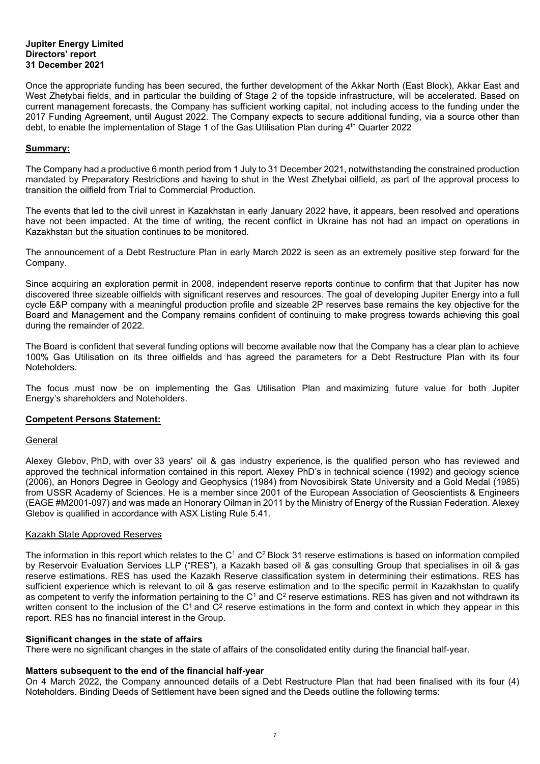**Jupiter Energy Limited**
**Directors' report**
**31 December 2021**

Once the appropriate funding has been secured, the further development of the Akkar North (East Block), Akkar East and West Zhetybai fields, and in particular the building of Stage 2 of the topside infrastructure, will be accelerated. Based on current management forecasts, the Company has sufficient working capital, not including access to the funding under the 2017 Funding Agreement, until August 2022. The Company expects to secure additional funding, via a source other than debt, to enable the implementation of Stage 1 of the Gas Utilisation Plan during 4th Quarter 2022

## Summary:

The Company had a productive 6 month period from 1 July to 31 December 2021, notwithstanding the constrained production mandated by Preparatory Restrictions and having to shut in the West Zhetybai oilfield, as part of the approval process to transition the oilfield from Trial to Commercial Production.

The events that led to the civil unrest in Kazakhstan in early January 2022 have, it appears, been resolved and operations have not been impacted. At the time of writing, the recent conflict in Ukraine has not had an impact on operations in Kazakhstan but the situation continues to be monitored.

The announcement of a Debt Restructure Plan in early March 2022 is seen as an extremely positive step forward for the Company.

Since acquiring an exploration permit in 2008, independent reserve reports continue to confirm that that Jupiter has now discovered three sizeable oilfields with significant reserves and resources. The goal of developing Jupiter Energy into a full cycle E&P company with a meaningful production profile and sizeable 2P reserves base remains the key objective for the Board and Management and the Company remains confident of continuing to make progress towards achieving this goal during the remainder of 2022.

The Board is confident that several funding options will become available now that the Company has a clear plan to achieve 100% Gas Utilisation on its three oilfields and has agreed the parameters for a Debt Restructure Plan with its four Noteholders.

The focus must now be on implementing the Gas Utilisation Plan and maximizing future value for both Jupiter Energy's shareholders and Noteholders.

## Competent Persons Statement:

### General

Alexey Glebov, PhD, with over 33 years' oil & gas industry experience, is the qualified person who has reviewed and approved the technical information contained in this report. Alexey PhD's in technical science (1992) and geology science (2006), an Honors Degree in Geology and Geophysics (1984) from Novosibirsk State University and a Gold Medal (1985) from USSR Academy of Sciences. He is a member since 2001 of the European Association of Geoscientists & Engineers (EAGE #M2001-097) and was made an Honorary Oilman in 2011 by the Ministry of Energy of the Russian Federation. Alexey Glebov is qualified in accordance with ASX Listing Rule 5.41.

### Kazakh State Approved Reserves

The information in this report which relates to the $C^1$ and $C^2$ Block 31 reserve estimations is based on information compiled by Reservoir Evaluation Services LLP ("RES"), a Kazakh based oil & gas consulting Group that specialises in oil & gas reserve estimations. RES has used the Kazakh Reserve classification system in determining their estimations. RES has sufficient experience which is relevant to oil & gas reserve estimation and to the specific permit in Kazakhstan to qualify as competent to verify the information pertaining to the $C^1$ and $C^2$ reserve estimations. RES has given and not withdrawn its written consent to the inclusion of the $C^1$ and $C^2$ reserve estimations in the form and context in which they appear in this report. RES has no financial interest in the Group.

### Significant changes in the state of affairs

There were no significant changes in the state of affairs of the consolidated entity during the financial half-year.

### Matters subsequent to the end of the financial half-year

On 4 March 2022, the Company announced details of a Debt Restructure Plan that had been finalised with its four (4) Noteholders. Binding Deeds of Settlement have been signed and the Deeds outline the following terms: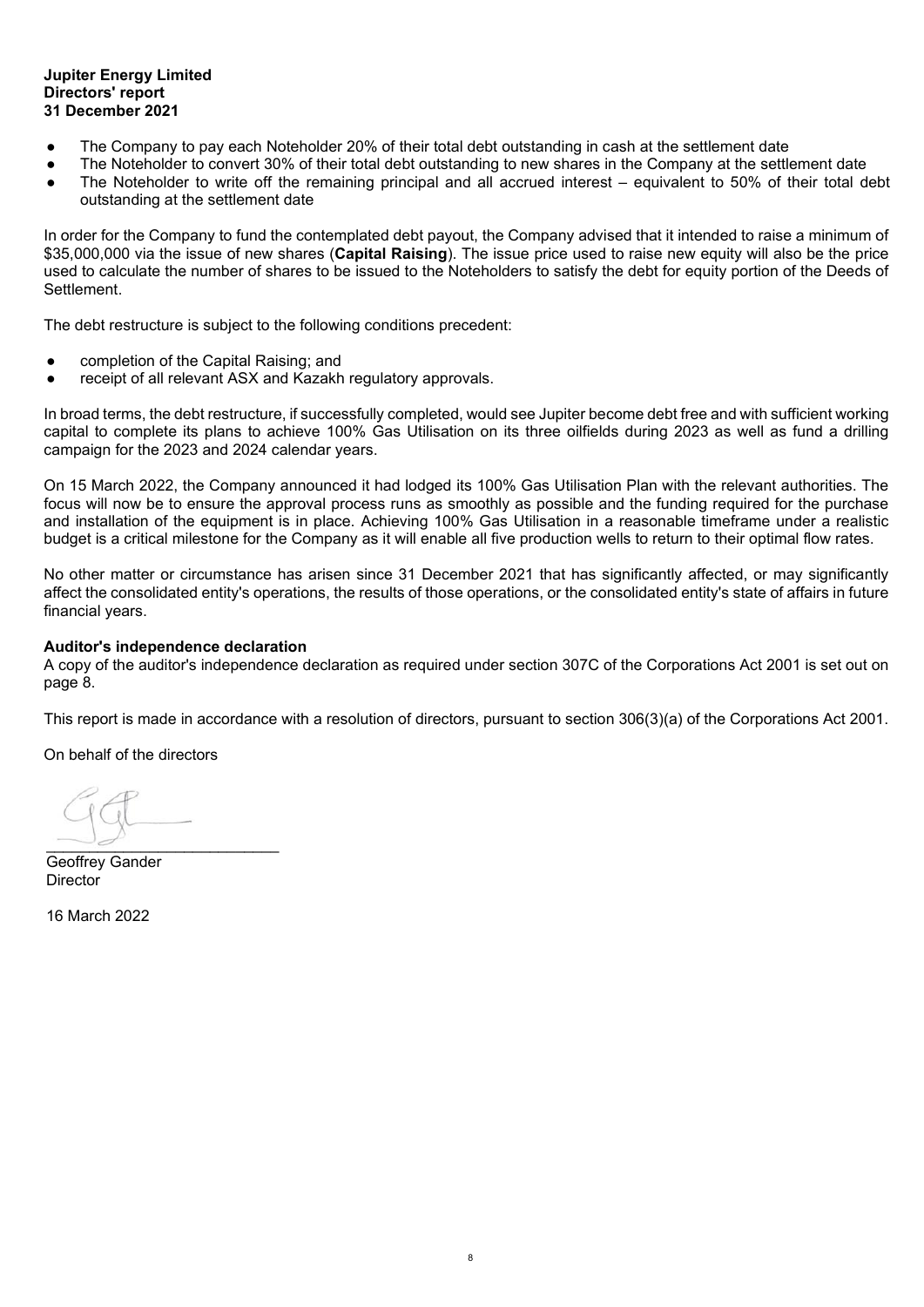- The Company to pay each Noteholder 20% of their total debt outstanding in cash at the settlement date
- The Noteholder to convert 30% of their total debt outstanding to new shares in the Company at the settlement date
- The Noteholder to write off the remaining principal and all accrued interest – equivalent to 50% of their total debt outstanding at the settlement date

In order for the Company to fund the contemplated debt payout, the Company advised that it intended to raise a minimum of $35,000,000 via the issue of new shares (**Capital Raising**). The issue price used to raise new equity will also be the price used to calculate the number of shares to be issued to the Noteholders to satisfy the debt for equity portion of the Deeds of Settlement.

The debt restructure is subject to the following conditions precedent:

- completion of the Capital Raising; and
- receipt of all relevant ASX and Kazakh regulatory approvals.

In broad terms, the debt restructure, if successfully completed, would see Jupiter become debt free and with sufficient working capital to complete its plans to achieve 100% Gas Utilisation on its three oilfields during 2023 as well as fund a drilling campaign for the 2023 and 2024 calendar years.

On 15 March 2022, the Company announced it had lodged its 100% Gas Utilisation Plan with the relevant authorities. The focus will now be to ensure the approval process runs as smoothly as possible and the funding required for the purchase and installation of the equipment is in place. Achieving 100% Gas Utilisation in a reasonable timeframe under a realistic budget is a critical milestone for the Company as it will enable all five production wells to return to their optimal flow rates.

No other matter or circumstance has arisen since 31 December 2021 that has significantly affected, or may significantly affect the consolidated entity's operations, the results of those operations, or the consolidated entity's state of affairs in future financial years.

**Auditor's independence declaration**

A copy of the auditor's independence declaration as required under section 307C of the Corporations Act 2001 is set out on page 8.

This report is made in accordance with a resolution of directors, pursuant to section 306(3)(a) of the Corporations Act 2001.

On behalf of the directors

\_\_\_\_\_\_\_\_\_\_\_\_\_\_\_\_\_\_\_\_\_\_\_\_\_\_\_

Geoffrey Gander
Director

16 March 2022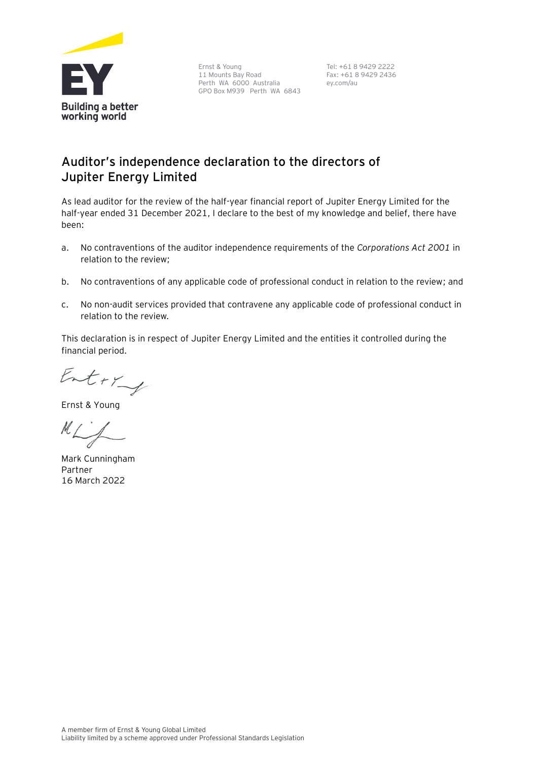Ernst & Young
11 Mounts Bay Road
Perth WA 6000 Australia
GPO Box M939 Perth WA 6843

Tel: +61 8 9429 2222
Fax: +61 8 9429 2436
ey.com/au

## Auditor's independence declaration to the directors of Jupiter Energy Limited

As lead auditor for the review of the half-year financial report of Jupiter Energy Limited for the half-year ended 31 December 2021, I declare to the best of my knowledge and belief, there have been:

a. No contraventions of the auditor independence requirements of the *Corporations Act 2001* in relation to the review;

b. No contraventions of any applicable code of professional conduct in relation to the review; and

c. No non-audit services provided that contravene any applicable code of professional conduct in relation to the review.

This declaration is in respect of Jupiter Energy Limited and the entities it controlled during the financial period.

Ernst & Young

Mark Cunningham
Partner
16 March 2022

A member firm of Ernst & Young Global Limited
Liability limited by a scheme approved under Professional Standards Legislation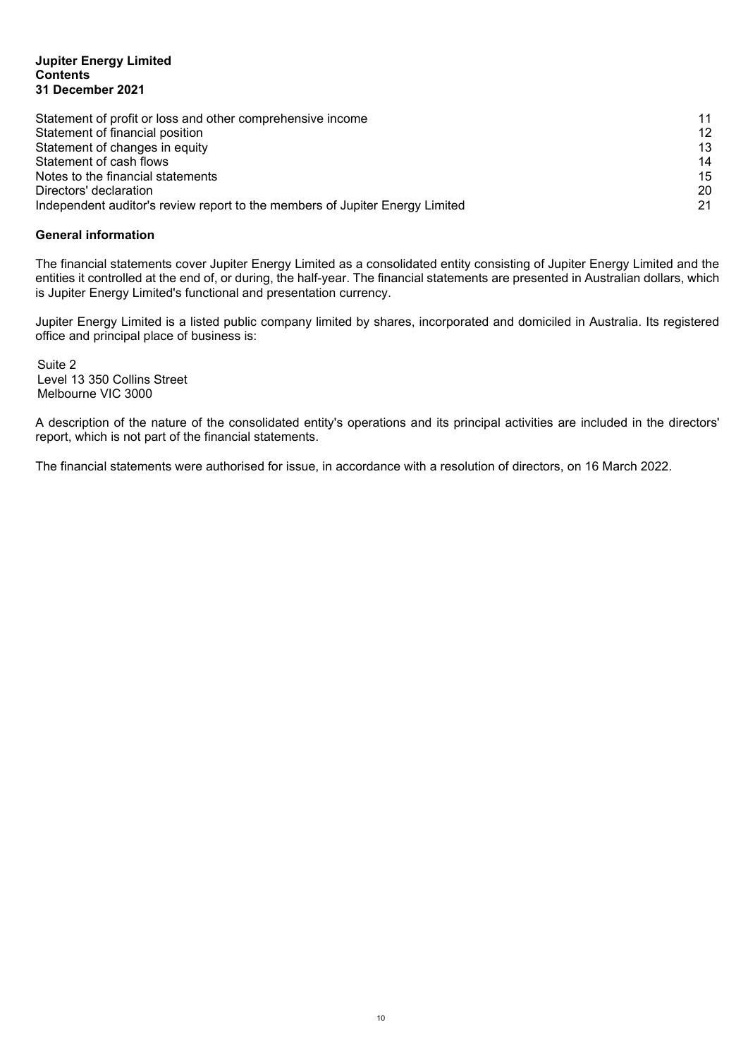**Jupiter Energy Limited**
**Contents**
**31 December 2021**

| | |
|---|---|
| Statement of profit or loss and other comprehensive income | 11 |
| Statement of financial position | 12 |
| Statement of changes in equity | 13 |
| Statement of cash flows | 14 |
| Notes to the financial statements | 15 |
| Directors' declaration | 20 |
| Independent auditor's review report to the members of Jupiter Energy Limited | 21 |

## General information

The financial statements cover Jupiter Energy Limited as a consolidated entity consisting of Jupiter Energy Limited and the entities it controlled at the end of, or during, the half-year. The financial statements are presented in Australian dollars, which is Jupiter Energy Limited's functional and presentation currency.

Jupiter Energy Limited is a listed public company limited by shares, incorporated and domiciled in Australia. Its registered office and principal place of business is:

Suite 2
Level 13 350 Collins Street
Melbourne VIC 3000

A description of the nature of the consolidated entity's operations and its principal activities are included in the directors' report, which is not part of the financial statements.

The financial statements were authorised for issue, in accordance with a resolution of directors, on 16 March 2022.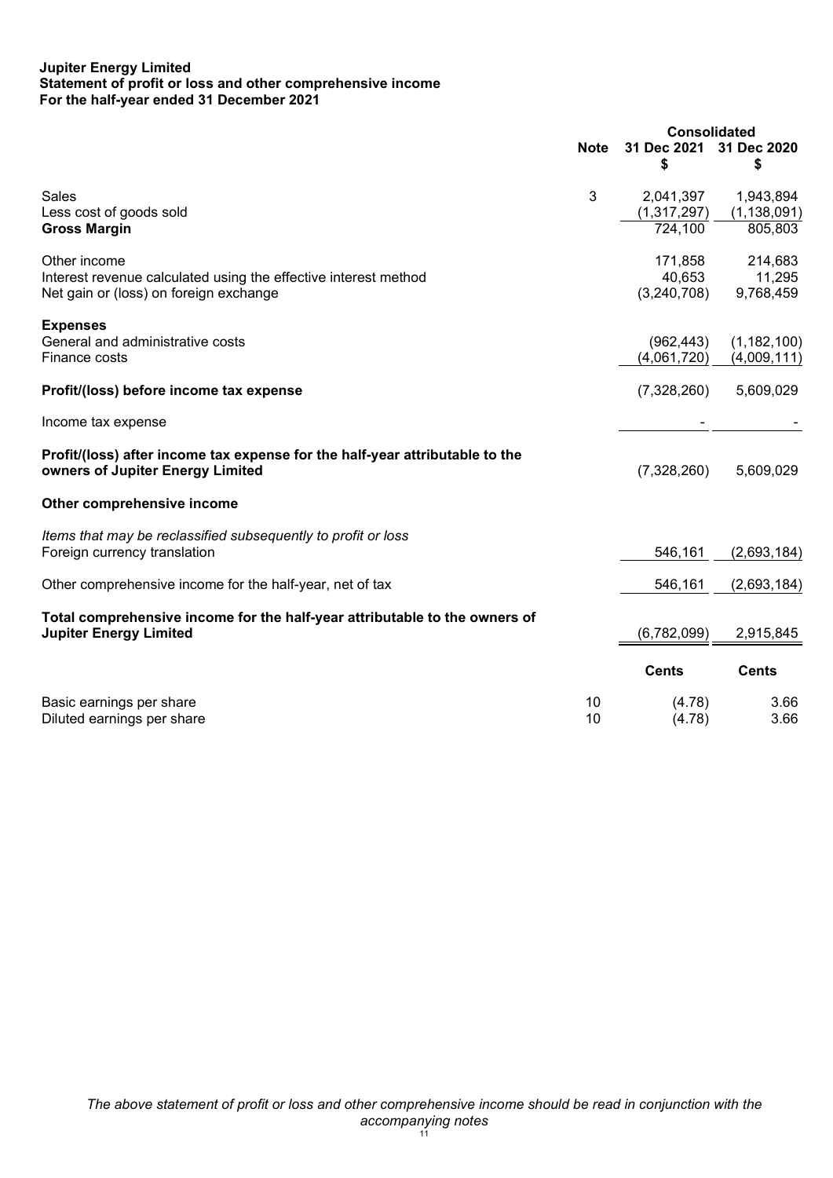**Jupiter Energy Limited**
**Statement of profit or loss and other comprehensive income**
**For the half-year ended 31 December 2021**

| | Note | Consolidated 31 Dec 2021 $ | 31 Dec 2020 $ |
|---|---|---|---|
| Sales | 3 | 2,041,397 | 1,943,894 |
| Less cost of goods sold | | (1,317,297) | (1,138,091) |
| **Gross Margin** | | 724,100 | 805,803 |
| | | | |
| Other income | | 171,858 | 214,683 |
| Interest revenue calculated using the effective interest method | | 40,653 | 11,295 |
| Net gain or (loss) on foreign exchange | | (3,240,708) | 9,768,459 |
| | | | |
| **Expenses** | | | |
| General and administrative costs | | (962,443) | (1,182,100) |
| Finance costs | | (4,061,720) | (4,009,111) |
| | | | |
| **Profit/(loss) before income tax expense** | | (7,328,260) | 5,609,029 |
| | | | |
| Income tax expense | | - | - |
| | | | |
| **Profit/(loss) after income tax expense for the half-year attributable to the owners of Jupiter Energy Limited** | | (7,328,260) | 5,609,029 |
| | | | |
| **Other comprehensive income** | | | |
| | | | |
| *Items that may be reclassified subsequently to profit or loss* | | | |
| Foreign currency translation | | 546,161 | (2,693,184) |
| | | | |
| Other comprehensive income for the half-year, net of tax | | 546,161 | (2,693,184) |
| | | | |
| **Total comprehensive income for the half-year attributable to the owners of Jupiter Energy Limited** | | (6,782,099) | 2,915,845 |
| | | | |
| | | **Cents** | **Cents** |
| | | | |
| Basic earnings per share | 10 | (4.78) | 3.66 |
| Diluted earnings per share | 10 | (4.78) | 3.66 |

*The above statement of profit or loss and other comprehensive income should be read in conjunction with the accompanying notes*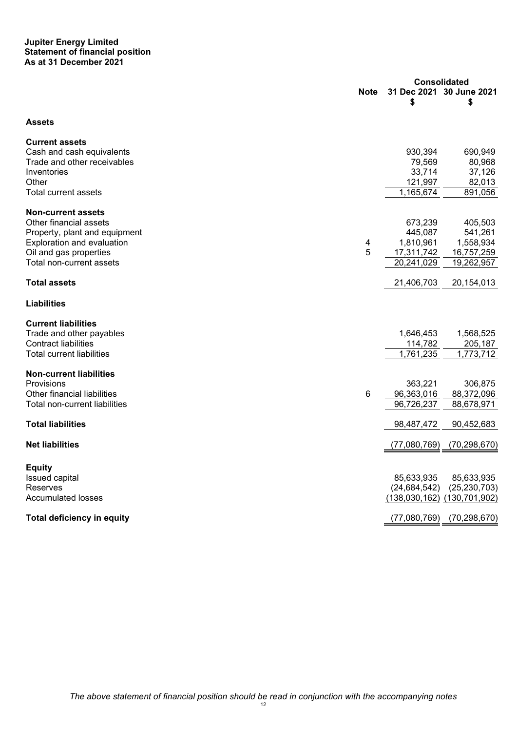**Jupiter Energy Limited**
**Statement of financial position**
**As at 31 December 2021**

| | Note | Consolidated | |
|---|---|---|---|
| | | 31 Dec 2021 | 30 June 2021 |
| | | $ | $ |
| **Assets** | | | |
| **Current assets** | | | |
| Cash and cash equivalents | | 930,394 | 690,949 |
| Trade and other receivables | | 79,569 | 80,968 |
| Inventories | | 33,714 | 37,126 |
| Other | | 121,997 | 82,013 |
| Total current assets | | 1,165,674 | 891,056 |
| **Non-current assets** | | | |
| Other financial assets | | 673,239 | 405,503 |
| Property, plant and equipment | | 445,087 | 541,261 |
| Exploration and evaluation | 4 | 1,810,961 | 1,558,934 |
| Oil and gas properties | 5 | 17,311,742 | 16,757,259 |
| Total non-current assets | | 20,241,029 | 19,262,957 |
| **Total assets** | | 21,406,703 | 20,154,013 |
| **Liabilities** | | | |
| **Current liabilities** | | | |
| Trade and other payables | | 1,646,453 | 1,568,525 |
| Contract liabilities | | 114,782 | 205,187 |
| Total current liabilities | | 1,761,235 | 1,773,712 |
| **Non-current liabilities** | | | |
| Provisions | | 363,221 | 306,875 |
| Other financial liabilities | 6 | 96,363,016 | 88,372,096 |
| Total non-current liabilities | | 96,726,237 | 88,678,971 |
| **Total liabilities** | | 98,487,472 | 90,452,683 |
| **Net liabilities** | | (77,080,769) | (70,298,670) |
| **Equity** | | | |
| Issued capital | | 85,633,935 | 85,633,935 |
| Reserves | | (24,684,542) | (25,230,703) |
| Accumulated losses | | (138,030,162) | (130,701,902) |
| **Total deficiency in equity** | | (77,080,769) | (70,298,670) |

*The above statement of financial position should be read in conjunction with the accompanying notes*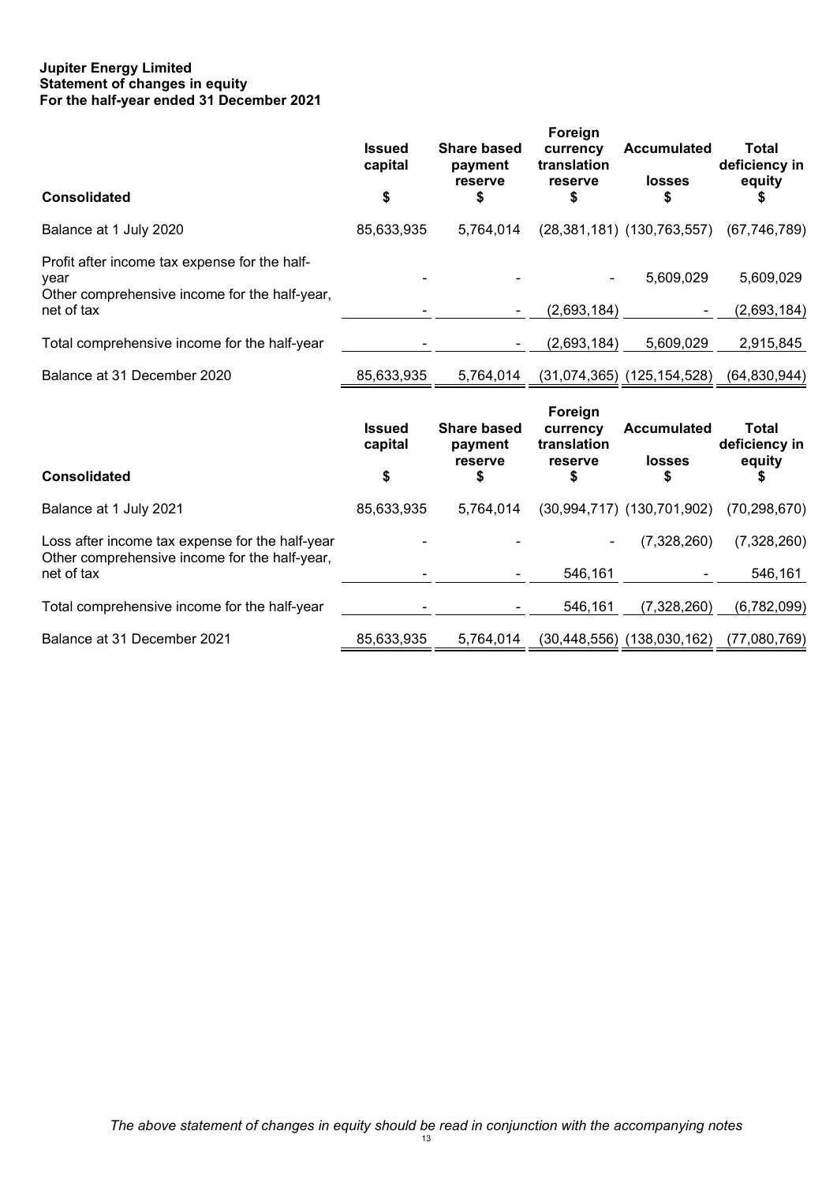**Jupiter Energy Limited**
**Statement of changes in equity**
**For the half-year ended 31 December 2021**

| Consolidated | Issued capital<br>$ | Share based payment reserve<br>$ | Foreign currency translation reserve<br>$ | Accumulated losses<br>$ | Total deficiency in equity<br>$ |
|---|---|---|---|---|---|
| Balance at 1 July 2020 | 85,633,935 | 5,764,014 | (28,381,181) | (130,763,557) | (67,746,789) |
| Profit after income tax expense for the half-year | - | - | - | 5,609,029 | 5,609,029 |
| Other comprehensive income for the half-year, net of tax | - | - | (2,693,184) | - | (2,693,184) |
| Total comprehensive income for the half-year | - | - | (2,693,184) | 5,609,029 | 2,915,845 |
| Balance at 31 December 2020 | 85,633,935 | 5,764,014 | (31,074,365) | (125,154,528) | (64,830,944) |

| Consolidated | Issued capital<br>$ | Share based payment reserve<br>$ | Foreign currency translation reserve<br>$ | Accumulated losses<br>$ | Total deficiency in equity<br>$ |
|---|---|---|---|---|---|
| Balance at 1 July 2021 | 85,633,935 | 5,764,014 | (30,994,717) | (130,701,902) | (70,298,670) |
| Loss after income tax expense for the half-year | - | - | - | (7,328,260) | (7,328,260) |
| Other comprehensive income for the half-year, net of tax | - | - | 546,161 | - | 546,161 |
| Total comprehensive income for the half-year | - | - | 546,161 | (7,328,260) | (6,782,099) |
| Balance at 31 December 2021 | 85,633,935 | 5,764,014 | (30,448,556) | (138,030,162) | (77,080,769) |

*The above statement of changes in equity should be read in conjunction with the accompanying notes*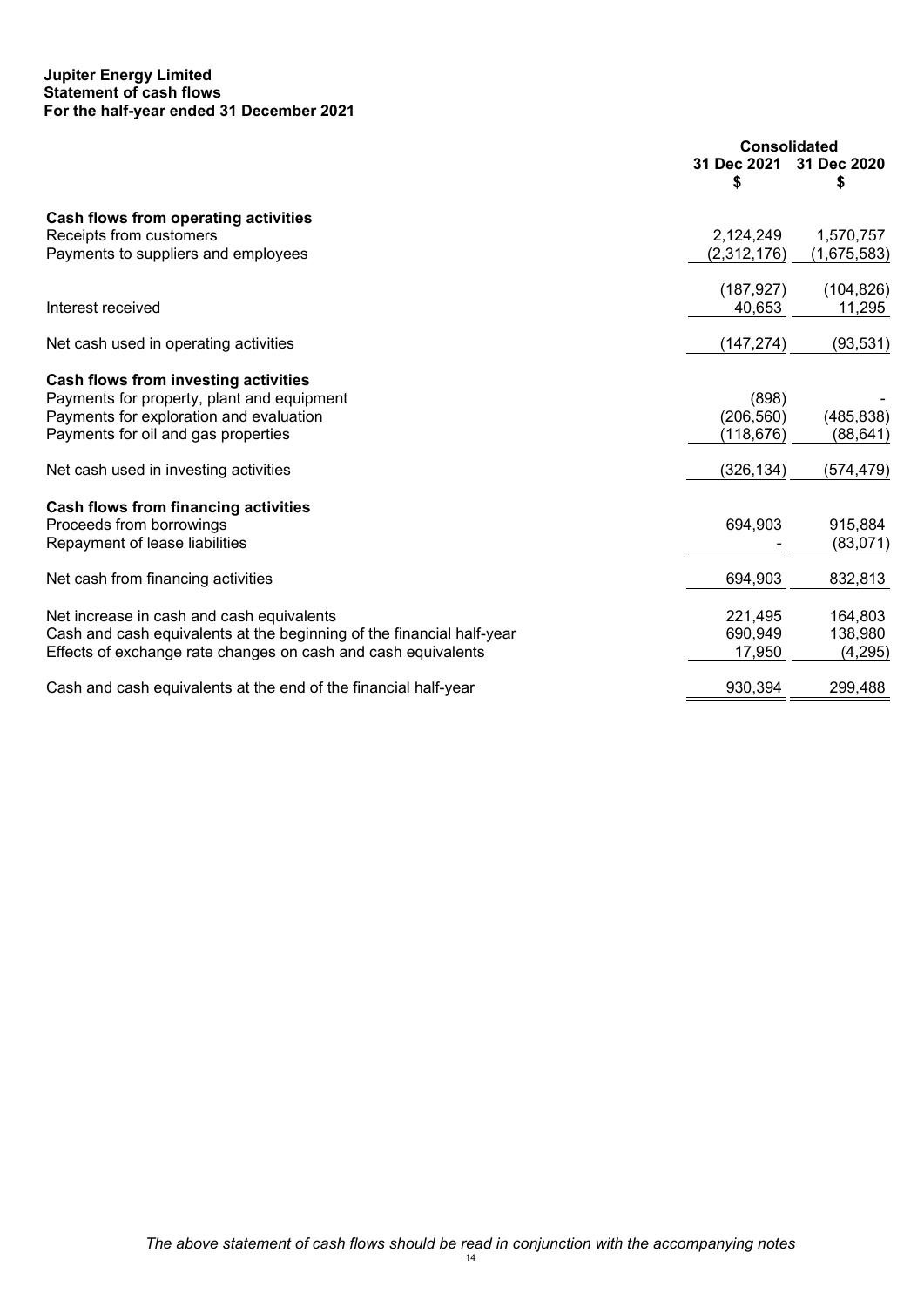**Jupiter Energy Limited**
**Statement of cash flows**
**For the half-year ended 31 December 2021**

| | Consolidated | |
|---|---|---|
| | 31 Dec 2021<br>$ | 31 Dec 2020<br>$ |
| **Cash flows from operating activities** | | |
| Receipts from customers | 2,124,249 | 1,570,757 |
| Payments to suppliers and employees | (2,312,176) | (1,675,583) |
| | (187,927) | (104,826) |
| Interest received | 40,653 | 11,295 |
| Net cash used in operating activities | (147,274) | (93,531) |
| **Cash flows from investing activities** | | |
| Payments for property, plant and equipment | (898) | - |
| Payments for exploration and evaluation | (206,560) | (485,838) |
| Payments for oil and gas properties | (118,676) | (88,641) |
| Net cash used in investing activities | (326,134) | (574,479) |
| **Cash flows from financing activities** | | |
| Proceeds from borrowings | 694,903 | 915,884 |
| Repayment of lease liabilities | - | (83,071) |
| Net cash from financing activities | 694,903 | 832,813 |
| Net increase in cash and cash equivalents | 221,495 | 164,803 |
| Cash and cash equivalents at the beginning of the financial half-year | 690,949 | 138,980 |
| Effects of exchange rate changes on cash and cash equivalents | 17,950 | (4,295) |
| Cash and cash equivalents at the end of the financial half-year | 930,394 | 299,488 |

*The above statement of cash flows should be read in conjunction with the accompanying notes*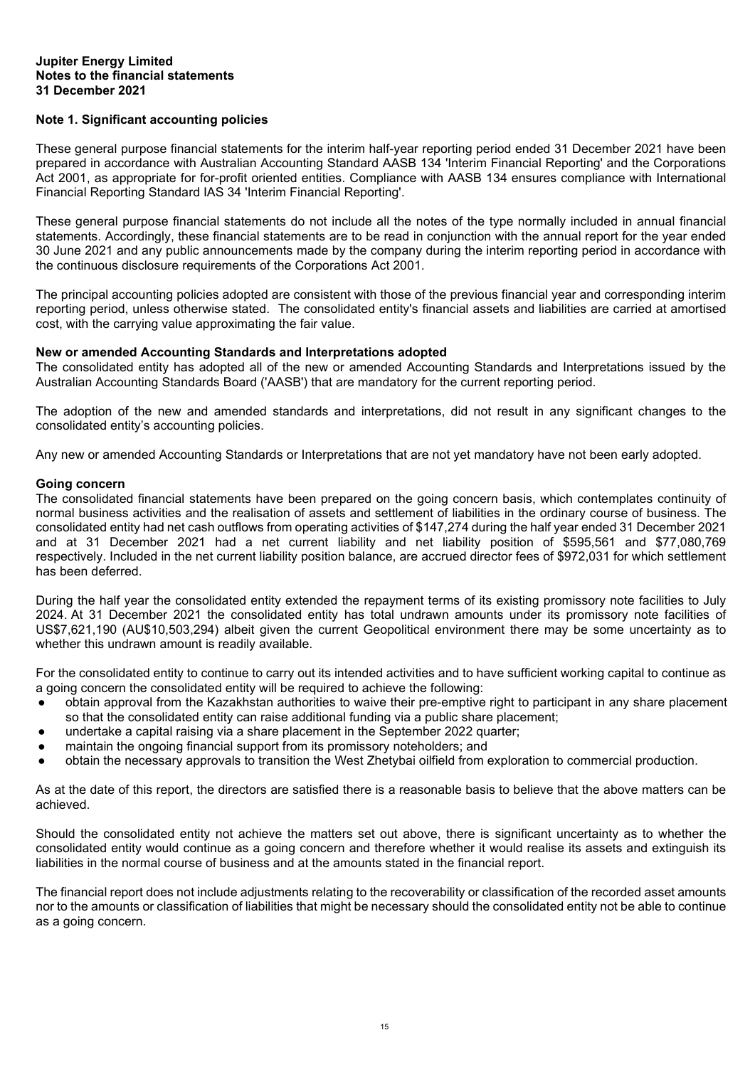**Jupiter Energy Limited**
**Notes to the financial statements**
**31 December 2021**

## Note 1. Significant accounting policies

These general purpose financial statements for the interim half-year reporting period ended 31 December 2021 have been prepared in accordance with Australian Accounting Standard AASB 134 'Interim Financial Reporting' and the Corporations Act 2001, as appropriate for for-profit oriented entities. Compliance with AASB 134 ensures compliance with International Financial Reporting Standard IAS 34 'Interim Financial Reporting'.

These general purpose financial statements do not include all the notes of the type normally included in annual financial statements. Accordingly, these financial statements are to be read in conjunction with the annual report for the year ended 30 June 2021 and any public announcements made by the company during the interim reporting period in accordance with the continuous disclosure requirements of the Corporations Act 2001.

The principal accounting policies adopted are consistent with those of the previous financial year and corresponding interim reporting period, unless otherwise stated. The consolidated entity's financial assets and liabilities are carried at amortised cost, with the carrying value approximating the fair value.

### New or amended Accounting Standards and Interpretations adopted

The consolidated entity has adopted all of the new or amended Accounting Standards and Interpretations issued by the Australian Accounting Standards Board ('AASB') that are mandatory for the current reporting period.

The adoption of the new and amended standards and interpretations, did not result in any significant changes to the consolidated entity's accounting policies.

Any new or amended Accounting Standards or Interpretations that are not yet mandatory have not been early adopted.

### Going concern

The consolidated financial statements have been prepared on the going concern basis, which contemplates continuity of normal business activities and the realisation of assets and settlement of liabilities in the ordinary course of business. The consolidated entity had net cash outflows from operating activities of $147,274 during the half year ended 31 December 2021 and at 31 December 2021 had a net current liability and net liability position of $595,561 and $77,080,769 respectively. Included in the net current liability position balance, are accrued director fees of $972,031 for which settlement has been deferred.

During the half year the consolidated entity extended the repayment terms of its existing promissory note facilities to July 2024. At 31 December 2021 the consolidated entity has total undrawn amounts under its promissory note facilities of US$7,621,190 (AU$10,503,294) albeit given the current Geopolitical environment there may be some uncertainty as to whether this undrawn amount is readily available.

For the consolidated entity to continue to carry out its intended activities and to have sufficient working capital to continue as a going concern the consolidated entity will be required to achieve the following:

- obtain approval from the Kazakhstan authorities to waive their pre-emptive right to participant in any share placement so that the consolidated entity can raise additional funding via a public share placement;
- undertake a capital raising via a share placement in the September 2022 quarter;
- maintain the ongoing financial support from its promissory noteholders; and
- obtain the necessary approvals to transition the West Zhetybai oilfield from exploration to commercial production.

As at the date of this report, the directors are satisfied there is a reasonable basis to believe that the above matters can be achieved.

Should the consolidated entity not achieve the matters set out above, there is significant uncertainty as to whether the consolidated entity would continue as a going concern and therefore whether it would realise its assets and extinguish its liabilities in the normal course of business and at the amounts stated in the financial report.

The financial report does not include adjustments relating to the recoverability or classification of the recorded asset amounts nor to the amounts or classification of liabilities that might be necessary should the consolidated entity not be able to continue as a going concern.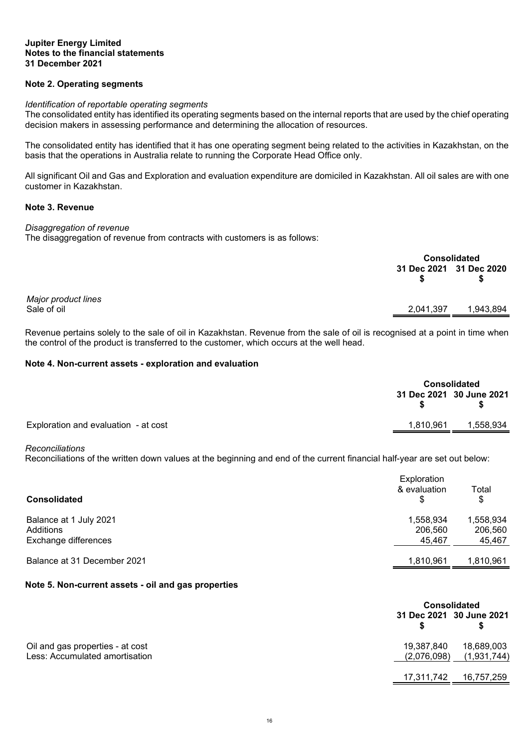**Jupiter Energy Limited**
**Notes to the financial statements**
**31 December 2021**

## Note 2. Operating segments

*Identification of reportable operating segments*
The consolidated entity has identified its operating segments based on the internal reports that are used by the chief operating decision makers in assessing performance and determining the allocation of resources.

The consolidated entity has identified that it has one operating segment being related to the activities in Kazakhstan, on the basis that the operations in Australia relate to running the Corporate Head Office only.

All significant Oil and Gas and Exploration and evaluation expenditure are domiciled in Kazakhstan. All oil sales are with one customer in Kazakhstan.

## Note 3. Revenue

*Disaggregation of revenue*
The disaggregation of revenue from contracts with customers is as follows:

| | Consolidated | |
|---|---|---|
| | 31 Dec 2021 $ | 31 Dec 2020 $ |
| *Major product lines* | | |
| Sale of oil | 2,041,397 | 1,943,894 |

Revenue pertains solely to the sale of oil in Kazakhstan. Revenue from the sale of oil is recognised at a point in time when the control of the product is transferred to the customer, which occurs at the well head.

## Note 4. Non-current assets - exploration and evaluation

| | Consolidated | |
|---|---|---|
| | 31 Dec 2021 $ | 30 June 2021 $ |
| Exploration and evaluation - at cost | 1,810,961 | 1,558,934 |

*Reconciliations*
Reconciliations of the written down values at the beginning and end of the current financial half-year are set out below:

| **Consolidated** | Exploration & evaluation $ | Total $ |
|---|---|---|
| Balance at 1 July 2021 | 1,558,934 | 1,558,934 |
| Additions | 206,560 | 206,560 |
| Exchange differences | 45,467 | 45,467 |
| Balance at 31 December 2021 | 1,810,961 | 1,810,961 |

## Note 5. Non-current assets - oil and gas properties

| | Consolidated | |
|---|---|---|
| | 31 Dec 2021 $ | 30 June 2021 $ |
| Oil and gas properties - at cost | 19,387,840 | 18,689,003 |
| Less: Accumulated amortisation | (2,076,098) | (1,931,744) |
| | 17,311,742 | 16,757,259 |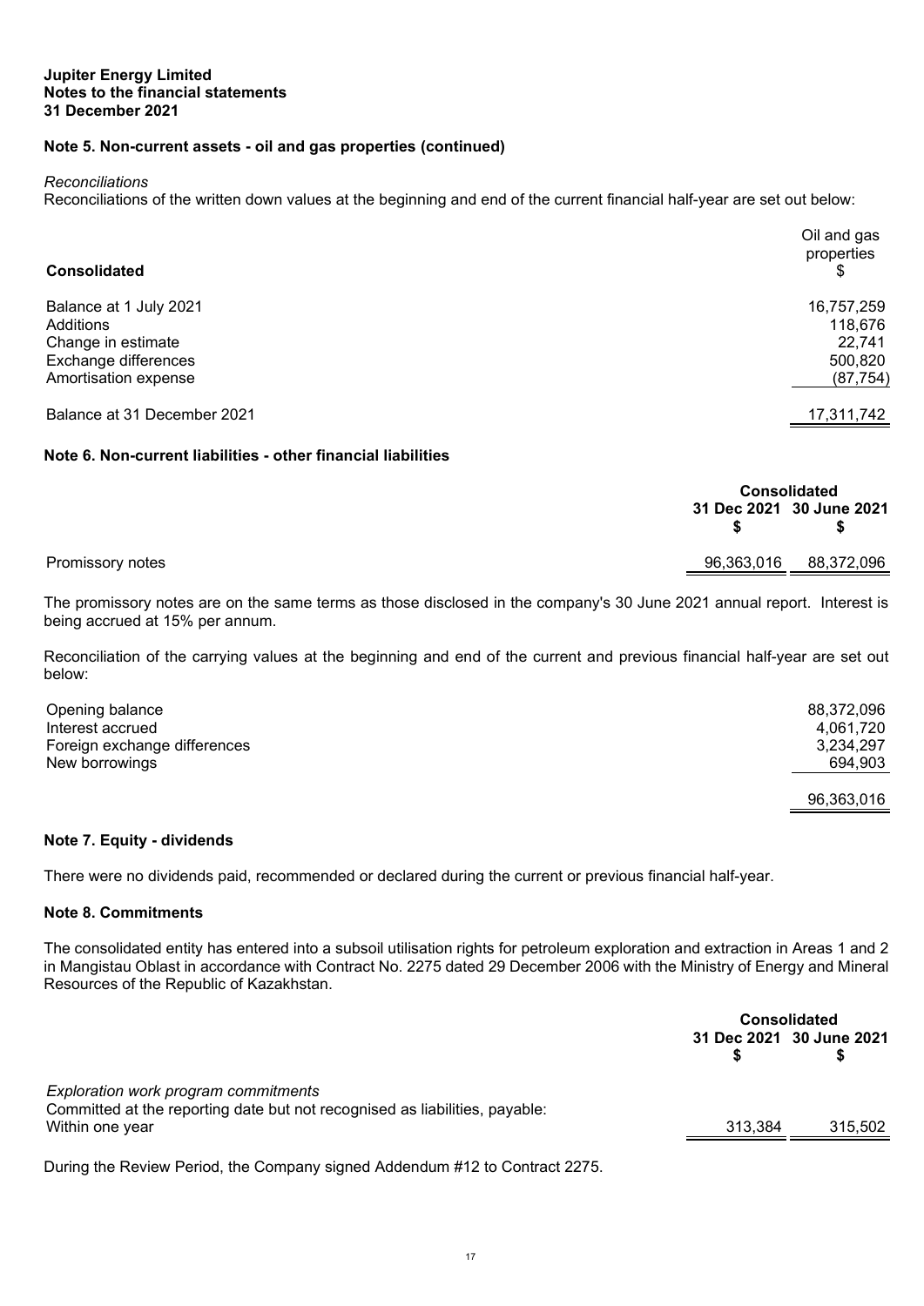**Jupiter Energy Limited**
**Notes to the financial statements**
**31 December 2021**

## Note 5. Non-current assets - oil and gas properties (continued)

*Reconciliations*

Reconciliations of the written down values at the beginning and end of the current financial half-year are set out below:

| Consolidated | Oil and gas properties $ |
|---|---|
| Balance at 1 July 2021 | 16,757,259 |
| Additions | 118,676 |
| Change in estimate | 22,741 |
| Exchange differences | 500,820 |
| Amortisation expense | (87,754) |
| Balance at 31 December 2021 | 17,311,742 |

## Note 6. Non-current liabilities - other financial liabilities

| | Consolidated | |
|---|---|---|
| | 31 Dec 2021 $ | 30 June 2021 $ |
| Promissory notes | 96,363,016 | 88,372,096 |

The promissory notes are on the same terms as those disclosed in the company's 30 June 2021 annual report. Interest is being accrued at 15% per annum.

Reconciliation of the carrying values at the beginning and end of the current and previous financial half-year are set out below:

| | |
|---|---|
| Opening balance | 88,372,096 |
| Interest accrued | 4,061,720 |
| Foreign exchange differences | 3,234,297 |
| New borrowings | 694,903 |
| | 96,363,016 |

## Note 7. Equity - dividends

There were no dividends paid, recommended or declared during the current or previous financial half-year.

## Note 8. Commitments

The consolidated entity has entered into a subsoil utilisation rights for petroleum exploration and extraction in Areas 1 and 2 in Mangistau Oblast in accordance with Contract No. 2275 dated 29 December 2006 with the Ministry of Energy and Mineral Resources of the Republic of Kazakhstan.

| | Consolidated | |
|---|---|---|
| | 31 Dec 2021 $ | 30 June 2021 $ |
| *Exploration work program commitments* | | |
| Committed at the reporting date but not recognised as liabilities, payable: | | |
| Within one year | 313,384 | 315,502 |

During the Review Period, the Company signed Addendum #12 to Contract 2275.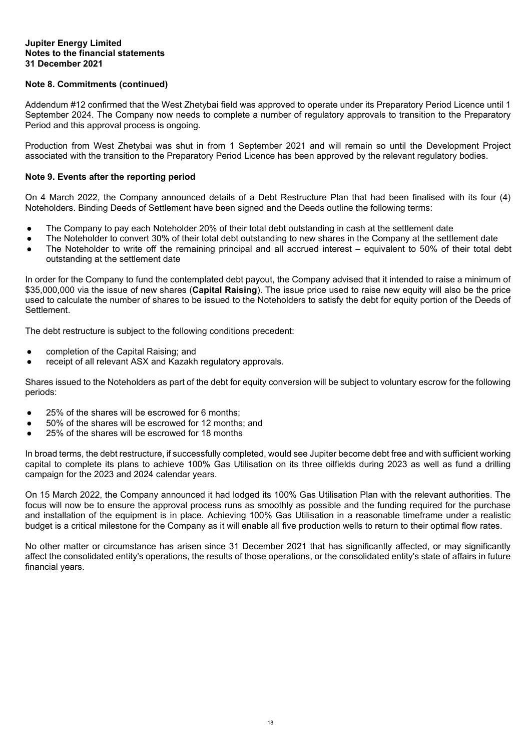**Jupiter Energy Limited**
**Notes to the financial statements**
**31 December 2021**

## Note 8. Commitments (continued)

Addendum #12 confirmed that the West Zhetybai field was approved to operate under its Preparatory Period Licence until 1 September 2024. The Company now needs to complete a number of regulatory approvals to transition to the Preparatory Period and this approval process is ongoing.

Production from West Zhetybai was shut in from 1 September 2021 and will remain so until the Development Project associated with the transition to the Preparatory Period Licence has been approved by the relevant regulatory bodies.

## Note 9. Events after the reporting period

On 4 March 2022, the Company announced details of a Debt Restructure Plan that had been finalised with its four (4) Noteholders. Binding Deeds of Settlement have been signed and the Deeds outline the following terms:

- The Company to pay each Noteholder 20% of their total debt outstanding in cash at the settlement date
- The Noteholder to convert 30% of their total debt outstanding to new shares in the Company at the settlement date
- The Noteholder to write off the remaining principal and all accrued interest – equivalent to 50% of their total debt outstanding at the settlement date

In order for the Company to fund the contemplated debt payout, the Company advised that it intended to raise a minimum of $35,000,000 via the issue of new shares (**Capital Raising**). The issue price used to raise new equity will also be the price used to calculate the number of shares to be issued to the Noteholders to satisfy the debt for equity portion of the Deeds of Settlement.

The debt restructure is subject to the following conditions precedent:

- completion of the Capital Raising; and
- receipt of all relevant ASX and Kazakh regulatory approvals.

Shares issued to the Noteholders as part of the debt for equity conversion will be subject to voluntary escrow for the following periods:

- 25% of the shares will be escrowed for 6 months;
- 50% of the shares will be escrowed for 12 months; and
- 25% of the shares will be escrowed for 18 months

In broad terms, the debt restructure, if successfully completed, would see Jupiter become debt free and with sufficient working capital to complete its plans to achieve 100% Gas Utilisation on its three oilfields during 2023 as well as fund a drilling campaign for the 2023 and 2024 calendar years.

On 15 March 2022, the Company announced it had lodged its 100% Gas Utilisation Plan with the relevant authorities. The focus will now be to ensure the approval process runs as smoothly as possible and the funding required for the purchase and installation of the equipment is in place. Achieving 100% Gas Utilisation in a reasonable timeframe under a realistic budget is a critical milestone for the Company as it will enable all five production wells to return to their optimal flow rates.

No other matter or circumstance has arisen since 31 December 2021 that has significantly affected, or may significantly affect the consolidated entity's operations, the results of those operations, or the consolidated entity's state of affairs in future financial years.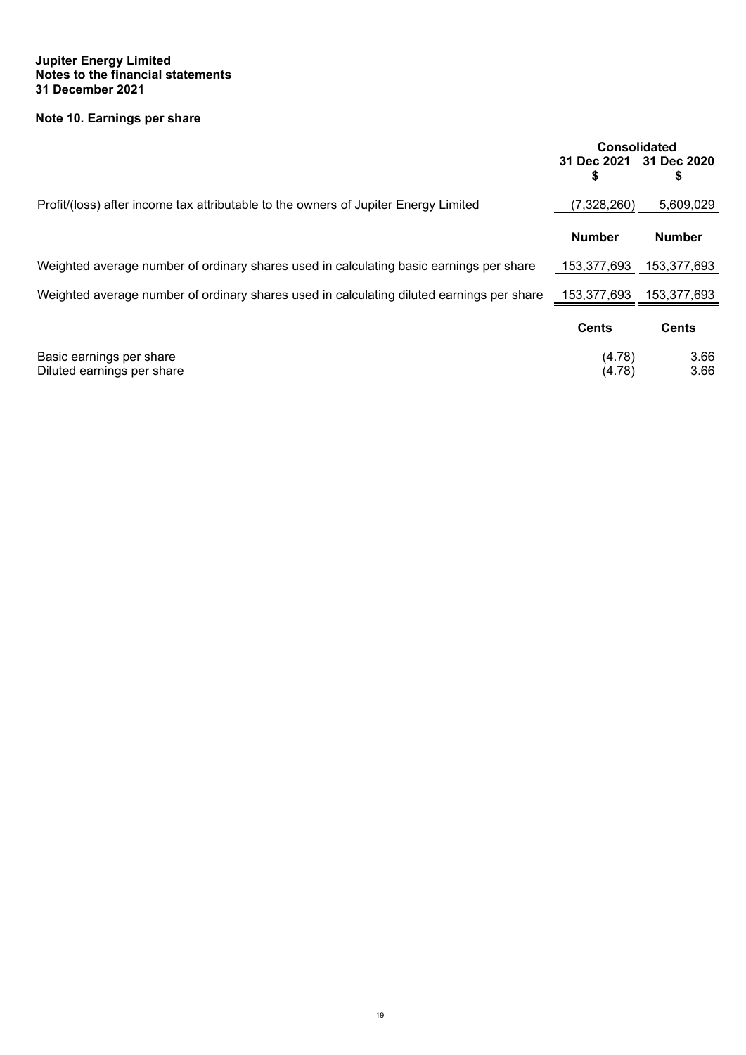**Jupiter Energy Limited**
**Notes to the financial statements**
**31 December 2021**

## Note 10. Earnings per share

| | Consolidated | |
|---|---|---|
| | 31 Dec 2021 $ | 31 Dec 2020 $ |
| Profit/(loss) after income tax attributable to the owners of Jupiter Energy Limited | (7,328,260) | 5,609,029 |
| | **Number** | **Number** |
| Weighted average number of ordinary shares used in calculating basic earnings per share | 153,377,693 | 153,377,693 |
| Weighted average number of ordinary shares used in calculating diluted earnings per share | 153,377,693 | 153,377,693 |
| | **Cents** | **Cents** |
| Basic earnings per share | (4.78) | 3.66 |
| Diluted earnings per share | (4.78) | 3.66 |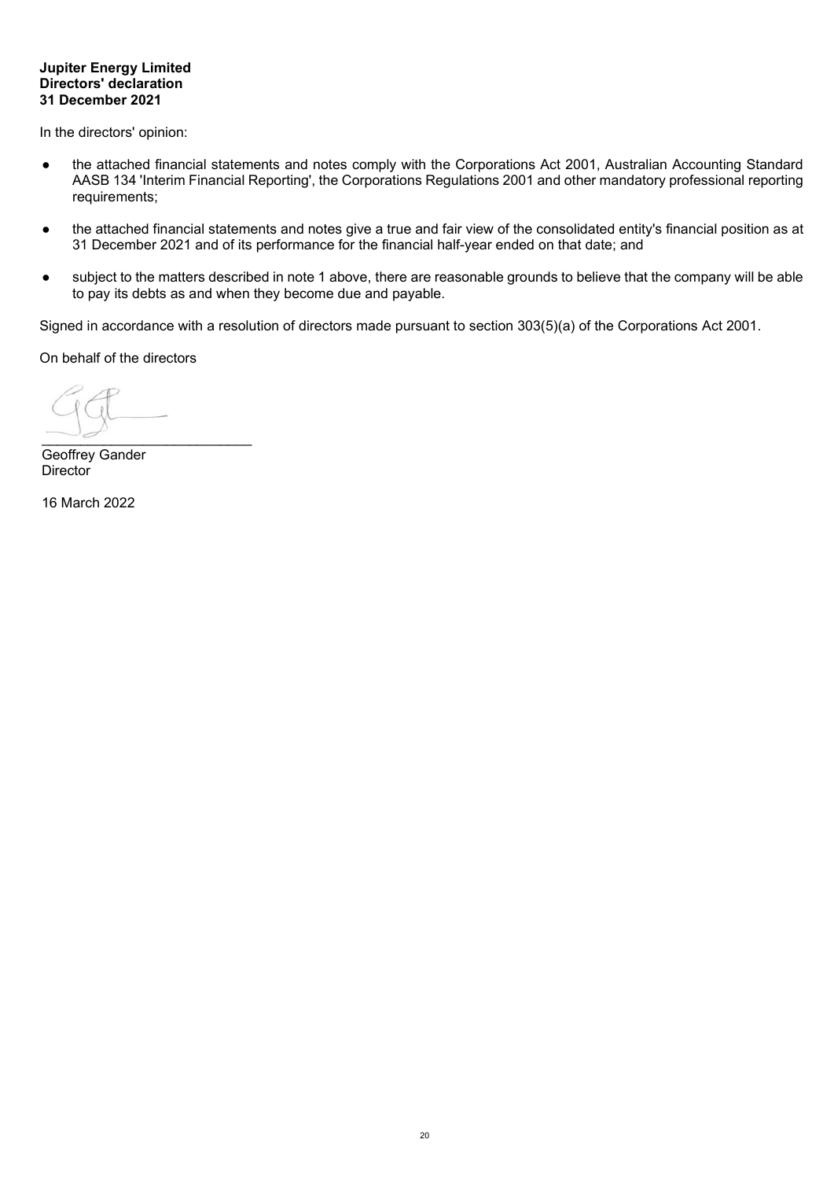**Jupiter Energy Limited**
**Directors' declaration**
**31 December 2021**

In the directors' opinion:

- the attached financial statements and notes comply with the Corporations Act 2001, Australian Accounting Standard AASB 134 'Interim Financial Reporting', the Corporations Regulations 2001 and other mandatory professional reporting requirements;
- the attached financial statements and notes give a true and fair view of the consolidated entity's financial position as at 31 December 2021 and of its performance for the financial half-year ended on that date; and
- subject to the matters described in note 1 above, there are reasonable grounds to believe that the company will be able to pay its debts as and when they become due and payable.

Signed in accordance with a resolution of directors made pursuant to section 303(5)(a) of the Corporations Act 2001.

On behalf of the directors

___________________________
Geoffrey Gander
Director

16 March 2022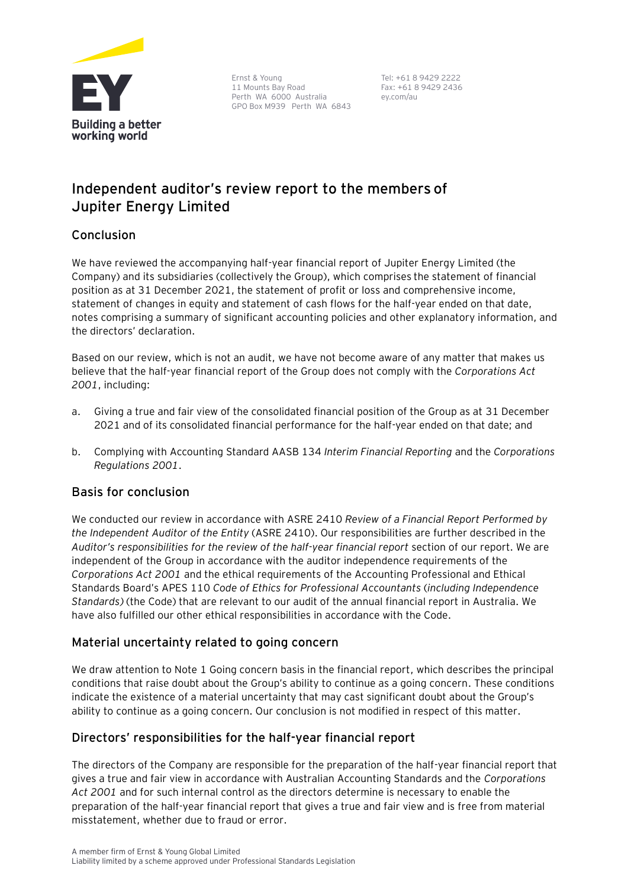Ernst & Young
11 Mounts Bay Road
Perth WA 6000 Australia
GPO Box M939 Perth WA 6843

Tel: +61 8 9429 2222
Fax: +61 8 9429 2436
ey.com/au

# Independent auditor's review report to the members of Jupiter Energy Limited

## Conclusion

We have reviewed the accompanying half-year financial report of Jupiter Energy Limited (the Company) and its subsidiaries (collectively the Group), which comprises the statement of financial position as at 31 December 2021, the statement of profit or loss and comprehensive income, statement of changes in equity and statement of cash flows for the half-year ended on that date, notes comprising a summary of significant accounting policies and other explanatory information, and the directors' declaration.

Based on our review, which is not an audit, we have not become aware of any matter that makes us believe that the half-year financial report of the Group does not comply with the *Corporations Act 2001*, including:

a. Giving a true and fair view of the consolidated financial position of the Group as at 31 December 2021 and of its consolidated financial performance for the half-year ended on that date; and

b. Complying with Accounting Standard AASB 134 *Interim Financial Reporting* and the *Corporations Regulations 2001*.

## Basis for conclusion

We conducted our review in accordance with ASRE 2410 *Review of a Financial Report Performed by the Independent Auditor of the Entity* (ASRE 2410). Our responsibilities are further described in the *Auditor's responsibilities for the review of the half-year financial report* section of our report. We are independent of the Group in accordance with the auditor independence requirements of the *Corporations Act 2001* and the ethical requirements of the Accounting Professional and Ethical Standards Board's APES 110 *Code of Ethics for Professional Accountants (including Independence Standards)* (the Code) that are relevant to our audit of the annual financial report in Australia. We have also fulfilled our other ethical responsibilities in accordance with the Code.

## Material uncertainty related to going concern

We draw attention to Note 1 Going concern basis in the financial report, which describes the principal conditions that raise doubt about the Group's ability to continue as a going concern. These conditions indicate the existence of a material uncertainty that may cast significant doubt about the Group's ability to continue as a going concern. Our conclusion is not modified in respect of this matter.

## Directors' responsibilities for the half-year financial report

The directors of the Company are responsible for the preparation of the half-year financial report that gives a true and fair view in accordance with Australian Accounting Standards and the *Corporations Act 2001* and for such internal control as the directors determine is necessary to enable the preparation of the half-year financial report that gives a true and fair view and is free from material misstatement, whether due to fraud or error.

A member firm of Ernst & Young Global Limited
Liability limited by a scheme approved under Professional Standards Legislation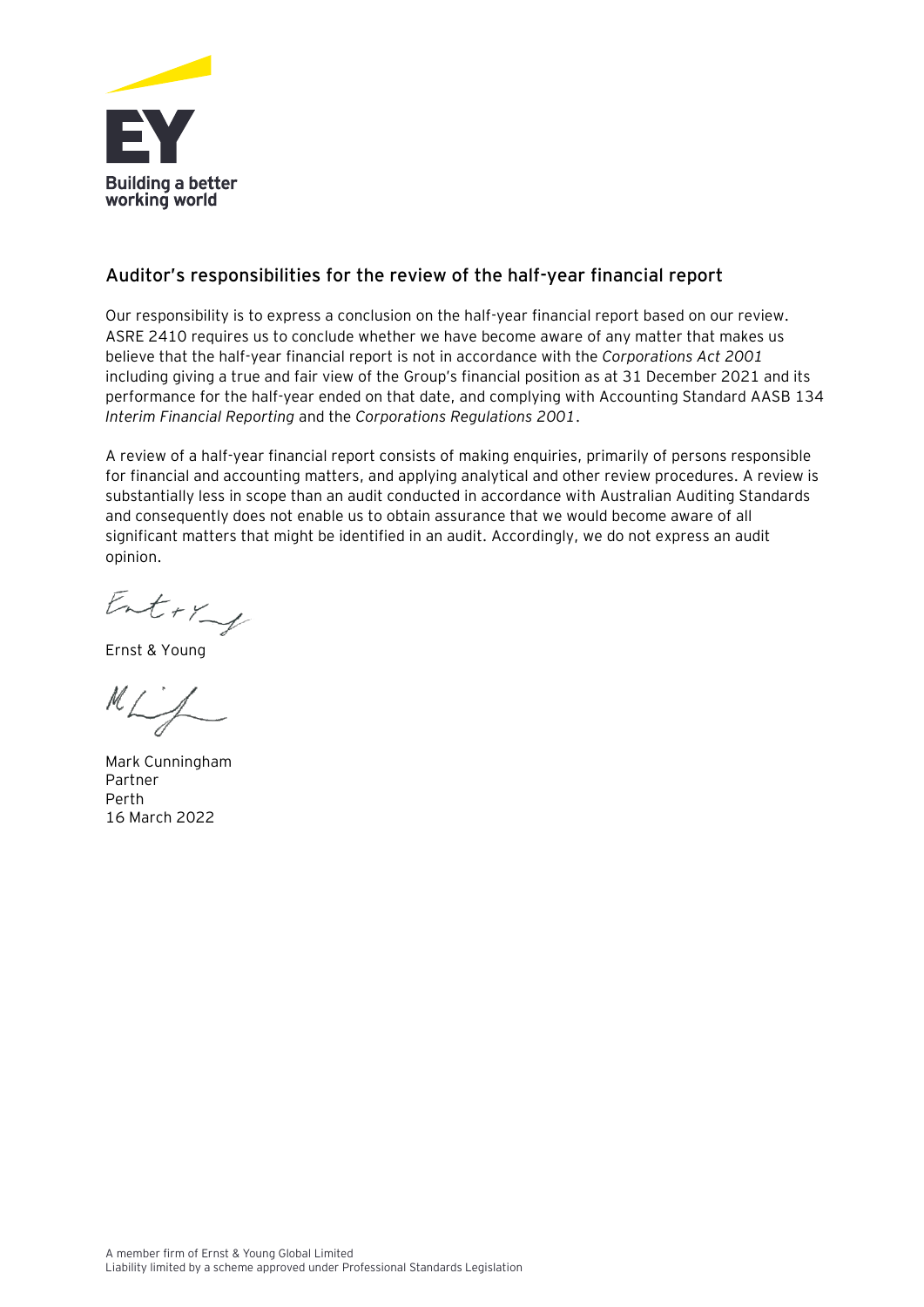## Auditor's responsibilities for the review of the half-year financial report

Our responsibility is to express a conclusion on the half-year financial report based on our review. ASRE 2410 requires us to conclude whether we have become aware of any matter that makes us believe that the half-year financial report is not in accordance with the *Corporations Act 2001* including giving a true and fair view of the Group's financial position as at 31 December 2021 and its performance for the half-year ended on that date, and complying with Accounting Standard AASB 134 *Interim Financial Reporting* and the *Corporations Regulations 2001*.

A review of a half-year financial report consists of making enquiries, primarily of persons responsible for financial and accounting matters, and applying analytical and other review procedures. A review is substantially less in scope than an audit conducted in accordance with Australian Auditing Standards and consequently does not enable us to obtain assurance that we would become aware of all significant matters that might be identified in an audit. Accordingly, we do not express an audit opinion.

Ernst & Young

Mark Cunningham
Partner
Perth
16 March 2022

A member firm of Ernst & Young Global Limited
Liability limited by a scheme approved under Professional Standards Legislation